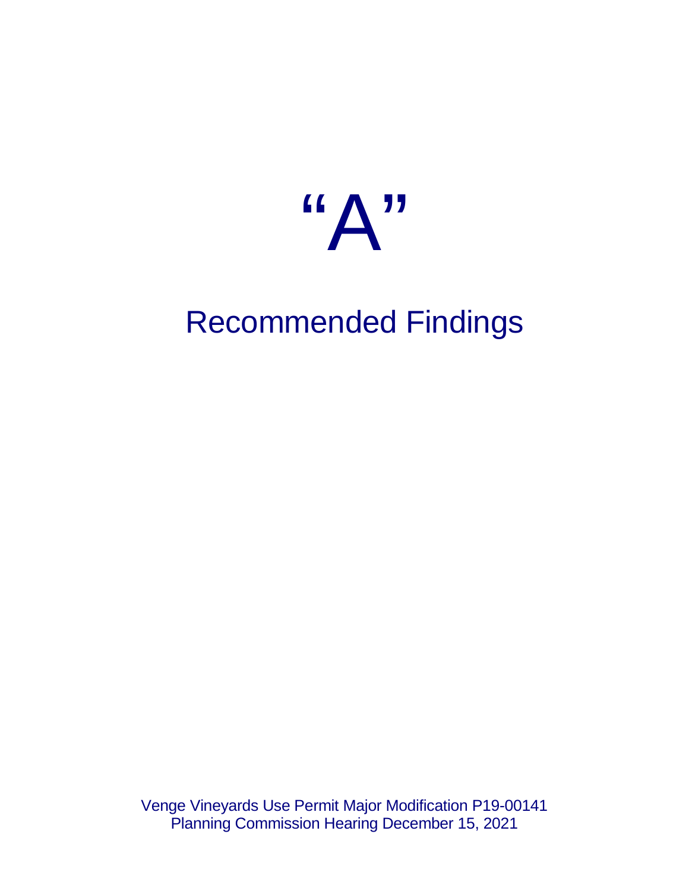# "A"

## Recommended Findings

Venge Vineyards Use Permit Major Modification P19-00141
Planning Commission Hearing December 15, 2021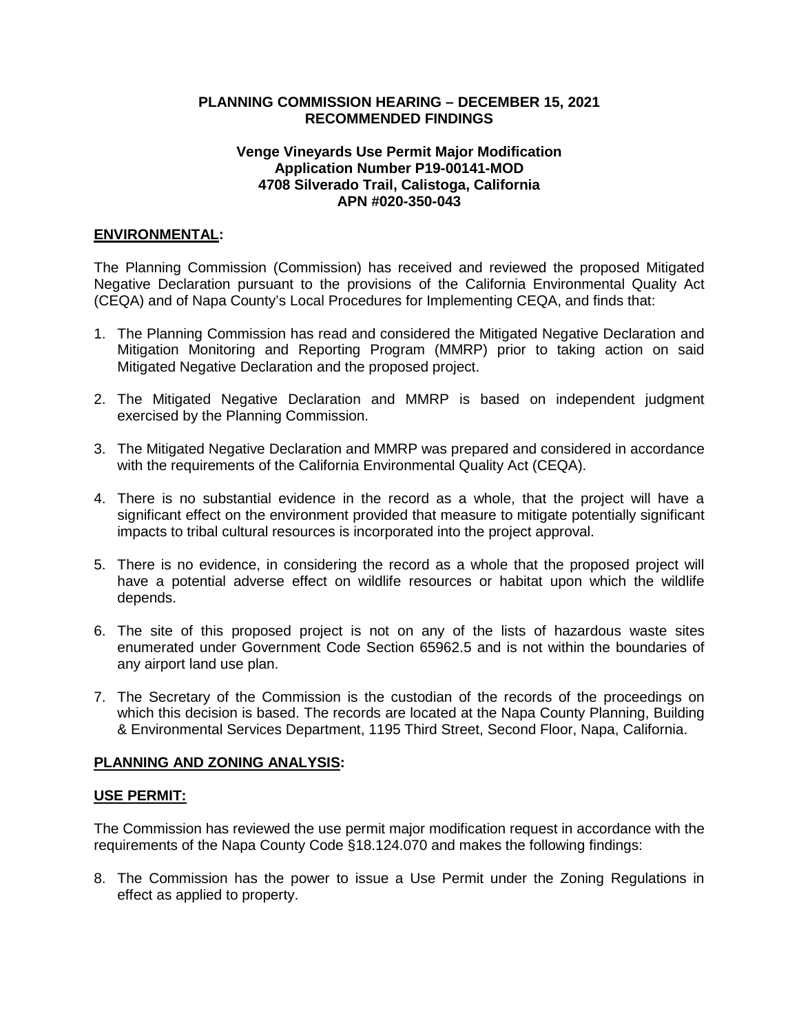**PLANNING COMMISSION HEARING – DECEMBER 15, 2021**
**RECOMMENDED FINDINGS**

**Venge Vineyards Use Permit Major Modification**
**Application Number P19-00141-MOD**
**4708 Silverado Trail, Calistoga, California**
**APN #020-350-043**

## **ENVIRONMENTAL:**

The Planning Commission (Commission) has received and reviewed the proposed Mitigated Negative Declaration pursuant to the provisions of the California Environmental Quality Act (CEQA) and of Napa County's Local Procedures for Implementing CEQA, and finds that:

1. The Planning Commission has read and considered the Mitigated Negative Declaration and Mitigation Monitoring and Reporting Program (MMRP) prior to taking action on said Mitigated Negative Declaration and the proposed project.

2. The Mitigated Negative Declaration and MMRP is based on independent judgment exercised by the Planning Commission.

3. The Mitigated Negative Declaration and MMRP was prepared and considered in accordance with the requirements of the California Environmental Quality Act (CEQA).

4. There is no substantial evidence in the record as a whole, that the project will have a significant effect on the environment provided that measure to mitigate potentially significant impacts to tribal cultural resources is incorporated into the project approval.

5. There is no evidence, in considering the record as a whole that the proposed project will have a potential adverse effect on wildlife resources or habitat upon which the wildlife depends.

6. The site of this proposed project is not on any of the lists of hazardous waste sites enumerated under Government Code Section 65962.5 and is not within the boundaries of any airport land use plan.

7. The Secretary of the Commission is the custodian of the records of the proceedings on which this decision is based. The records are located at the Napa County Planning, Building & Environmental Services Department, 1195 Third Street, Second Floor, Napa, California.

## **PLANNING AND ZONING ANALYSIS:**

## **USE PERMIT:**

The Commission has reviewed the use permit major modification request in accordance with the requirements of the Napa County Code §18.124.070 and makes the following findings:

8. The Commission has the power to issue a Use Permit under the Zoning Regulations in effect as applied to property.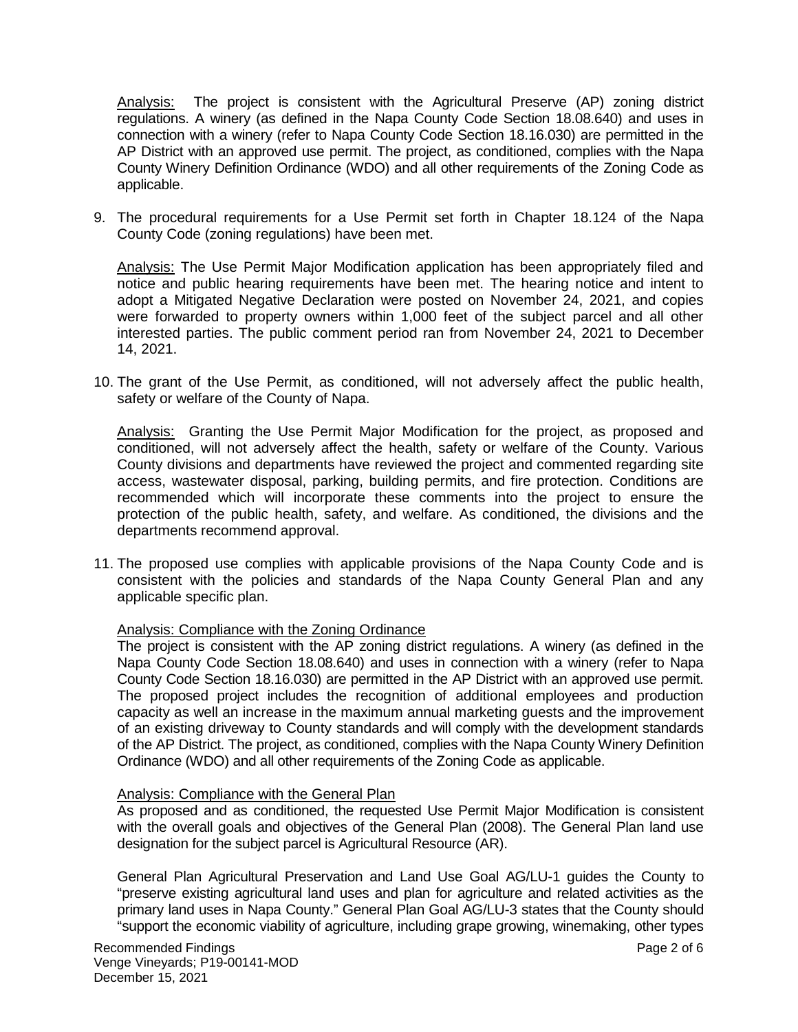Analysis: The project is consistent with the Agricultural Preserve (AP) zoning district regulations. A winery (as defined in the Napa County Code Section 18.08.640) and uses in connection with a winery (refer to Napa County Code Section 18.16.030) are permitted in the AP District with an approved use permit. The project, as conditioned, complies with the Napa County Winery Definition Ordinance (WDO) and all other requirements of the Zoning Code as applicable.

9. The procedural requirements for a Use Permit set forth in Chapter 18.124 of the Napa County Code (zoning regulations) have been met.

   Analysis: The Use Permit Major Modification application has been appropriately filed and notice and public hearing requirements have been met. The hearing notice and intent to adopt a Mitigated Negative Declaration were posted on November 24, 2021, and copies were forwarded to property owners within 1,000 feet of the subject parcel and all other interested parties. The public comment period ran from November 24, 2021 to December 14, 2021.

10. The grant of the Use Permit, as conditioned, will not adversely affect the public health, safety or welfare of the County of Napa.

    Analysis: Granting the Use Permit Major Modification for the project, as proposed and conditioned, will not adversely affect the health, safety or welfare of the County. Various County divisions and departments have reviewed the project and commented regarding site access, wastewater disposal, parking, building permits, and fire protection. Conditions are recommended which will incorporate these comments into the project to ensure the protection of the public health, safety, and welfare. As conditioned, the divisions and the departments recommend approval.

11. The proposed use complies with applicable provisions of the Napa County Code and is consistent with the policies and standards of the Napa County General Plan and any applicable specific plan.

    Analysis: Compliance with the Zoning Ordinance
    The project is consistent with the AP zoning district regulations. A winery (as defined in the Napa County Code Section 18.08.640) and uses in connection with a winery (refer to Napa County Code Section 18.16.030) are permitted in the AP District with an approved use permit. The proposed project includes the recognition of additional employees and production capacity as well an increase in the maximum annual marketing guests and the improvement of an existing driveway to County standards and will comply with the development standards of the AP District. The project, as conditioned, complies with the Napa County Winery Definition Ordinance (WDO) and all other requirements of the Zoning Code as applicable.

    Analysis: Compliance with the General Plan
    As proposed and as conditioned, the requested Use Permit Major Modification is consistent with the overall goals and objectives of the General Plan (2008). The General Plan land use designation for the subject parcel is Agricultural Resource (AR).

    General Plan Agricultural Preservation and Land Use Goal AG/LU-1 guides the County to "preserve existing agricultural land uses and plan for agriculture and related activities as the primary land uses in Napa County." General Plan Goal AG/LU-3 states that the County should "support the economic viability of agriculture, including grape growing, winemaking, other types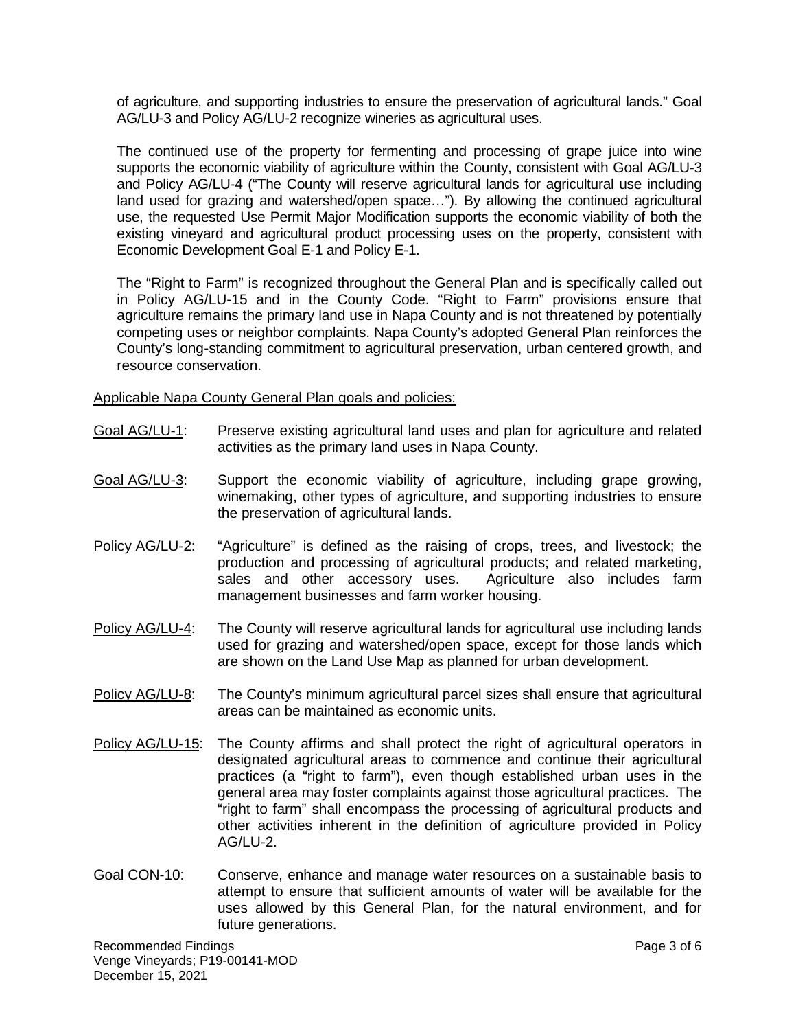of agriculture, and supporting industries to ensure the preservation of agricultural lands." Goal AG/LU-3 and Policy AG/LU-2 recognize wineries as agricultural uses.

The continued use of the property for fermenting and processing of grape juice into wine supports the economic viability of agriculture within the County, consistent with Goal AG/LU-3 and Policy AG/LU-4 ("The County will reserve agricultural lands for agricultural use including land used for grazing and watershed/open space…"). By allowing the continued agricultural use, the requested Use Permit Major Modification supports the economic viability of both the existing vineyard and agricultural product processing uses on the property, consistent with Economic Development Goal E-1 and Policy E-1.

The "Right to Farm" is recognized throughout the General Plan and is specifically called out in Policy AG/LU-15 and in the County Code. "Right to Farm" provisions ensure that agriculture remains the primary land use in Napa County and is not threatened by potentially competing uses or neighbor complaints. Napa County's adopted General Plan reinforces the County's long-standing commitment to agricultural preservation, urban centered growth, and resource conservation.

Applicable Napa County General Plan goals and policies:

Goal AG/LU-1: Preserve existing agricultural land uses and plan for agriculture and related activities as the primary land uses in Napa County.

Goal AG/LU-3: Support the economic viability of agriculture, including grape growing, winemaking, other types of agriculture, and supporting industries to ensure the preservation of agricultural lands.

Policy AG/LU-2: "Agriculture" is defined as the raising of crops, trees, and livestock; the production and processing of agricultural products; and related marketing, sales and other accessory uses. Agriculture also includes farm management businesses and farm worker housing.

Policy AG/LU-4: The County will reserve agricultural lands for agricultural use including lands used for grazing and watershed/open space, except for those lands which are shown on the Land Use Map as planned for urban development.

Policy AG/LU-8: The County's minimum agricultural parcel sizes shall ensure that agricultural areas can be maintained as economic units.

Policy AG/LU-15: The County affirms and shall protect the right of agricultural operators in designated agricultural areas to commence and continue their agricultural practices (a "right to farm"), even though established urban uses in the general area may foster complaints against those agricultural practices. The "right to farm" shall encompass the processing of agricultural products and other activities inherent in the definition of agriculture provided in Policy AG/LU-2.

Goal CON-10: Conserve, enhance and manage water resources on a sustainable basis to attempt to ensure that sufficient amounts of water will be available for the uses allowed by this General Plan, for the natural environment, and for future generations.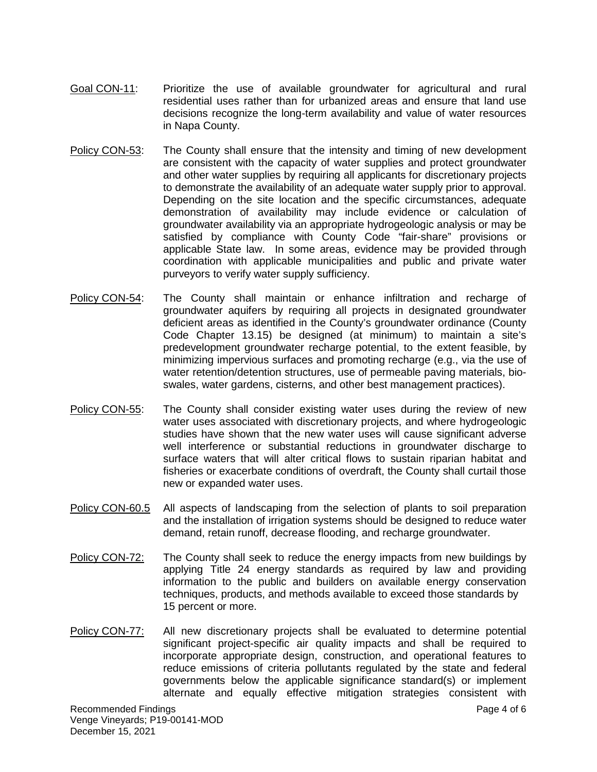Goal CON-11: Prioritize the use of available groundwater for agricultural and rural residential uses rather than for urbanized areas and ensure that land use decisions recognize the long-term availability and value of water resources in Napa County.

Policy CON-53: The County shall ensure that the intensity and timing of new development are consistent with the capacity of water supplies and protect groundwater and other water supplies by requiring all applicants for discretionary projects to demonstrate the availability of an adequate water supply prior to approval. Depending on the site location and the specific circumstances, adequate demonstration of availability may include evidence or calculation of groundwater availability via an appropriate hydrogeologic analysis or may be satisfied by compliance with County Code "fair-share" provisions or applicable State law. In some areas, evidence may be provided through coordination with applicable municipalities and public and private water purveyors to verify water supply sufficiency.

Policy CON-54: The County shall maintain or enhance infiltration and recharge of groundwater aquifers by requiring all projects in designated groundwater deficient areas as identified in the County's groundwater ordinance (County Code Chapter 13.15) be designed (at minimum) to maintain a site's predevelopment groundwater recharge potential, to the extent feasible, by minimizing impervious surfaces and promoting recharge (e.g., via the use of water retention/detention structures, use of permeable paving materials, bio-swales, water gardens, cisterns, and other best management practices).

Policy CON-55: The County shall consider existing water uses during the review of new water uses associated with discretionary projects, and where hydrogeologic studies have shown that the new water uses will cause significant adverse well interference or substantial reductions in groundwater discharge to surface waters that will alter critical flows to sustain riparian habitat and fisheries or exacerbate conditions of overdraft, the County shall curtail those new or expanded water uses.

Policy CON-60.5 All aspects of landscaping from the selection of plants to soil preparation and the installation of irrigation systems should be designed to reduce water demand, retain runoff, decrease flooding, and recharge groundwater.

Policy CON-72: The County shall seek to reduce the energy impacts from new buildings by applying Title 24 energy standards as required by law and providing information to the public and builders on available energy conservation techniques, products, and methods available to exceed those standards by 15 percent or more.

Policy CON-77: All new discretionary projects shall be evaluated to determine potential significant project-specific air quality impacts and shall be required to incorporate appropriate design, construction, and operational features to reduce emissions of criteria pollutants regulated by the state and federal governments below the applicable significance standard(s) or implement alternate and equally effective mitigation strategies consistent with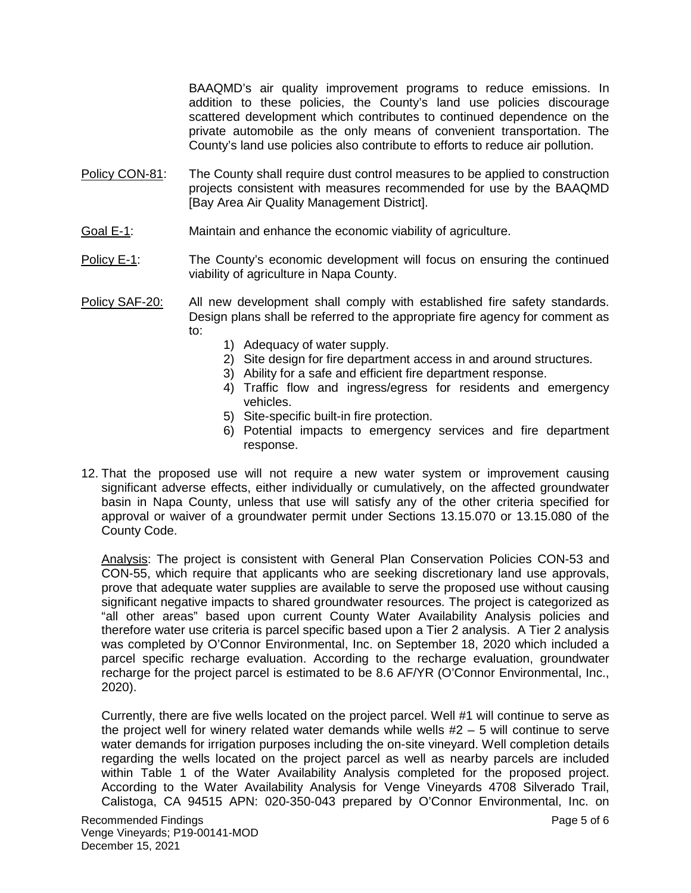BAAQMD's air quality improvement programs to reduce emissions. In addition to these policies, the County's land use policies discourage scattered development which contributes to continued dependence on the private automobile as the only means of convenient transportation. The County's land use policies also contribute to efforts to reduce air pollution.

Policy CON-81: The County shall require dust control measures to be applied to construction projects consistent with measures recommended for use by the BAAQMD [Bay Area Air Quality Management District].

Goal E-1: Maintain and enhance the economic viability of agriculture.

Policy E-1: The County's economic development will focus on ensuring the continued viability of agriculture in Napa County.

Policy SAF-20: All new development shall comply with established fire safety standards. Design plans shall be referred to the appropriate fire agency for comment as to:

1) Adequacy of water supply.
2) Site design for fire department access in and around structures.
3) Ability for a safe and efficient fire department response.
4) Traffic flow and ingress/egress for residents and emergency vehicles.
5) Site-specific built-in fire protection.
6) Potential impacts to emergency services and fire department response.

12. That the proposed use will not require a new water system or improvement causing significant adverse effects, either individually or cumulatively, on the affected groundwater basin in Napa County, unless that use will satisfy any of the other criteria specified for approval or waiver of a groundwater permit under Sections 13.15.070 or 13.15.080 of the County Code.

    Analysis: The project is consistent with General Plan Conservation Policies CON-53 and CON-55, which require that applicants who are seeking discretionary land use approvals, prove that adequate water supplies are available to serve the proposed use without causing significant negative impacts to shared groundwater resources. The project is categorized as "all other areas" based upon current County Water Availability Analysis policies and therefore water use criteria is parcel specific based upon a Tier 2 analysis. A Tier 2 analysis was completed by O'Connor Environmental, Inc. on September 18, 2020 which included a parcel specific recharge evaluation. According to the recharge evaluation, groundwater recharge for the project parcel is estimated to be 8.6 AF/YR (O'Connor Environmental, Inc., 2020).

    Currently, there are five wells located on the project parcel. Well #1 will continue to serve as the project well for winery related water demands while wells #2 – 5 will continue to serve water demands for irrigation purposes including the on-site vineyard. Well completion details regarding the wells located on the project parcel as well as nearby parcels are included within Table 1 of the Water Availability Analysis completed for the proposed project. According to the Water Availability Analysis for Venge Vineyards 4708 Silverado Trail, Calistoga, CA 94515 APN: 020-350-043 prepared by O'Connor Environmental, Inc. on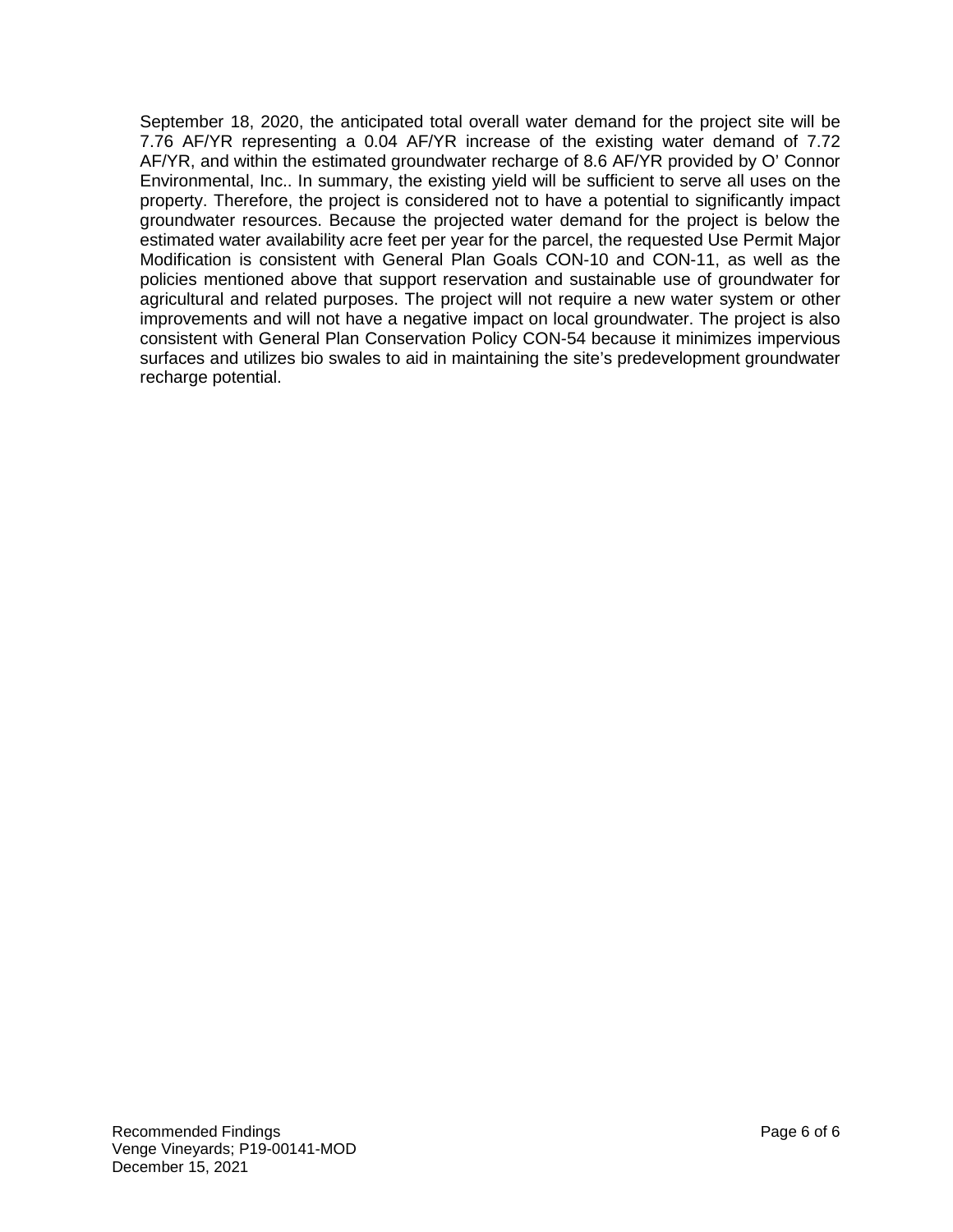September 18, 2020, the anticipated total overall water demand for the project site will be 7.76 AF/YR representing a 0.04 AF/YR increase of the existing water demand of 7.72 AF/YR, and within the estimated groundwater recharge of 8.6 AF/YR provided by O' Connor Environmental, Inc.. In summary, the existing yield will be sufficient to serve all uses on the property. Therefore, the project is considered not to have a potential to significantly impact groundwater resources. Because the projected water demand for the project is below the estimated water availability acre feet per year for the parcel, the requested Use Permit Major Modification is consistent with General Plan Goals CON-10 and CON-11, as well as the policies mentioned above that support reservation and sustainable use of groundwater for agricultural and related purposes. The project will not require a new water system or other improvements and will not have a negative impact on local groundwater. The project is also consistent with General Plan Conservation Policy CON-54 because it minimizes impervious surfaces and utilizes bio swales to aid in maintaining the site's predevelopment groundwater recharge potential.